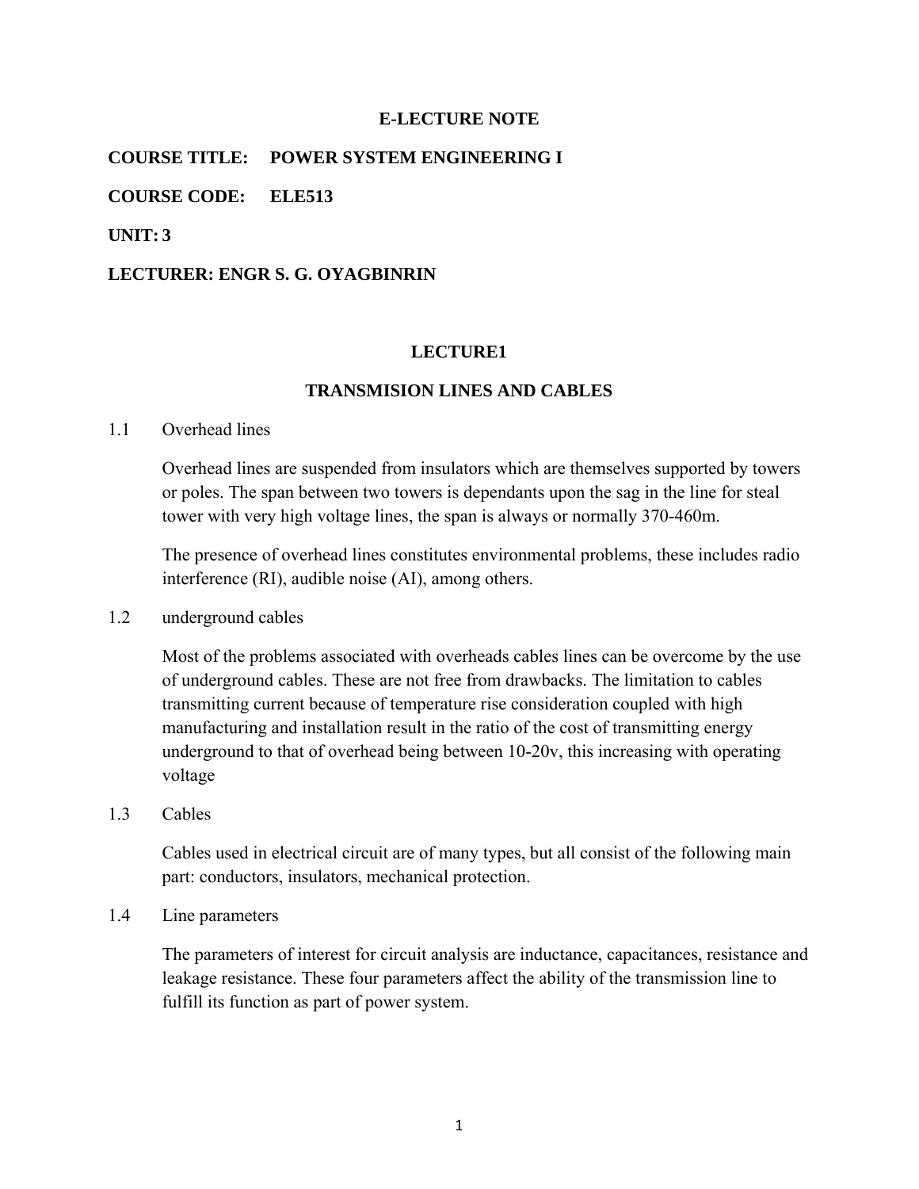**E-LECTURE NOTE**

**COURSE TITLE: POWER SYSTEM ENGINEERING I**

**COURSE CODE: ELE513**

**UNIT: 3**

**LECTURER: ENGR S. G. OYAGBINRIN**

# LECTURE1

## TRANSMISION LINES AND CABLES

1.1 Overhead lines

Overhead lines are suspended from insulators which are themselves supported by towers or poles. The span between two towers is dependants upon the sag in the line for steal tower with very high voltage lines, the span is always or normally 370-460m.

The presence of overhead lines constitutes environmental problems, these includes radio interference (RI), audible noise (AI), among others.

1.2 underground cables

Most of the problems associated with overheads cables lines can be overcome by the use of underground cables. These are not free from drawbacks. The limitation to cables transmitting current because of temperature rise consideration coupled with high manufacturing and installation result in the ratio of the cost of transmitting energy underground to that of overhead being between 10-20v, this increasing with operating voltage

1.3 Cables

Cables used in electrical circuit are of many types, but all consist of the following main part: conductors, insulators, mechanical protection.

1.4 Line parameters

The parameters of interest for circuit analysis are inductance, capacitances, resistance and leakage resistance. These four parameters affect the ability of the transmission line to fulfill its function as part of power system.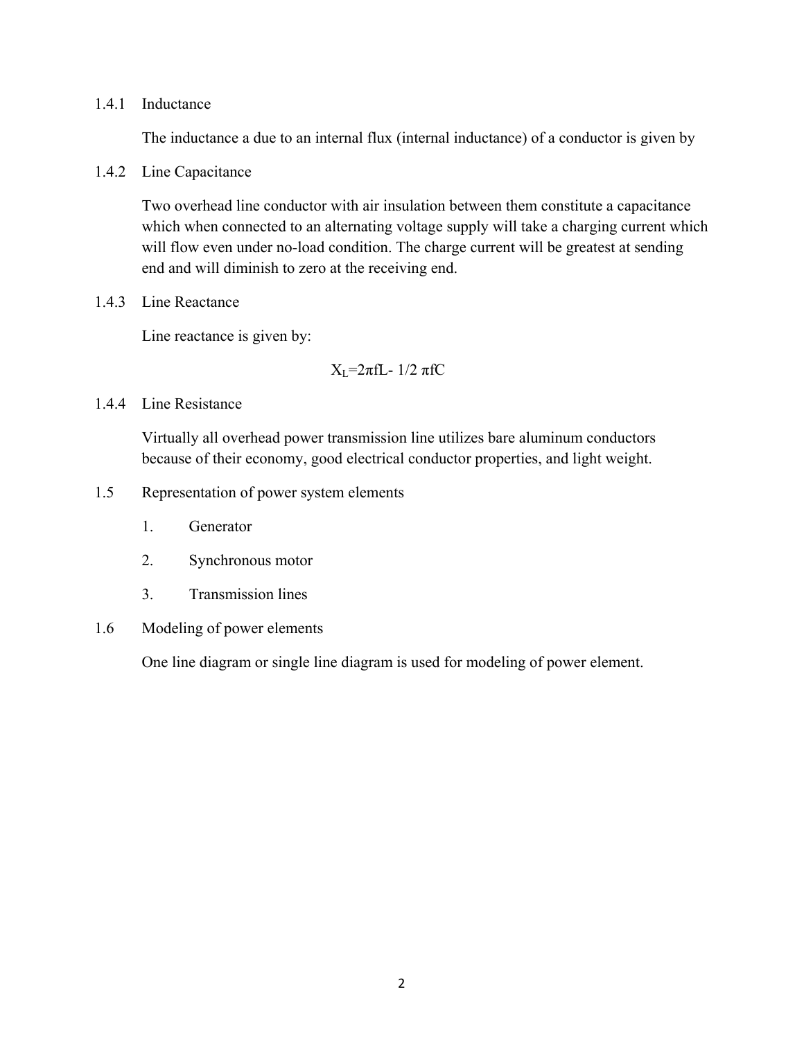### 1.4.1 Inductance

The inductance a due to an internal flux (internal inductance) of a conductor is given by

### 1.4.2 Line Capacitance

Two overhead line conductor with air insulation between them constitute a capacitance which when connected to an alternating voltage supply will take a charging current which will flow even under no-load condition. The charge current will be greatest at sending end and will diminish to zero at the receiving end.

### 1.4.3 Line Reactance

Line reactance is given by:

$$X_L = 2\pi fL - 1/2\ \pi fC$$

### 1.4.4 Line Resistance

Virtually all overhead power transmission line utilizes bare aluminum conductors because of their economy, good electrical conductor properties, and light weight.

## 1.5 Representation of power system elements

1. Generator
2. Synchronous motor
3. Transmission lines

## 1.6 Modeling of power elements

One line diagram or single line diagram is used for modeling of power element.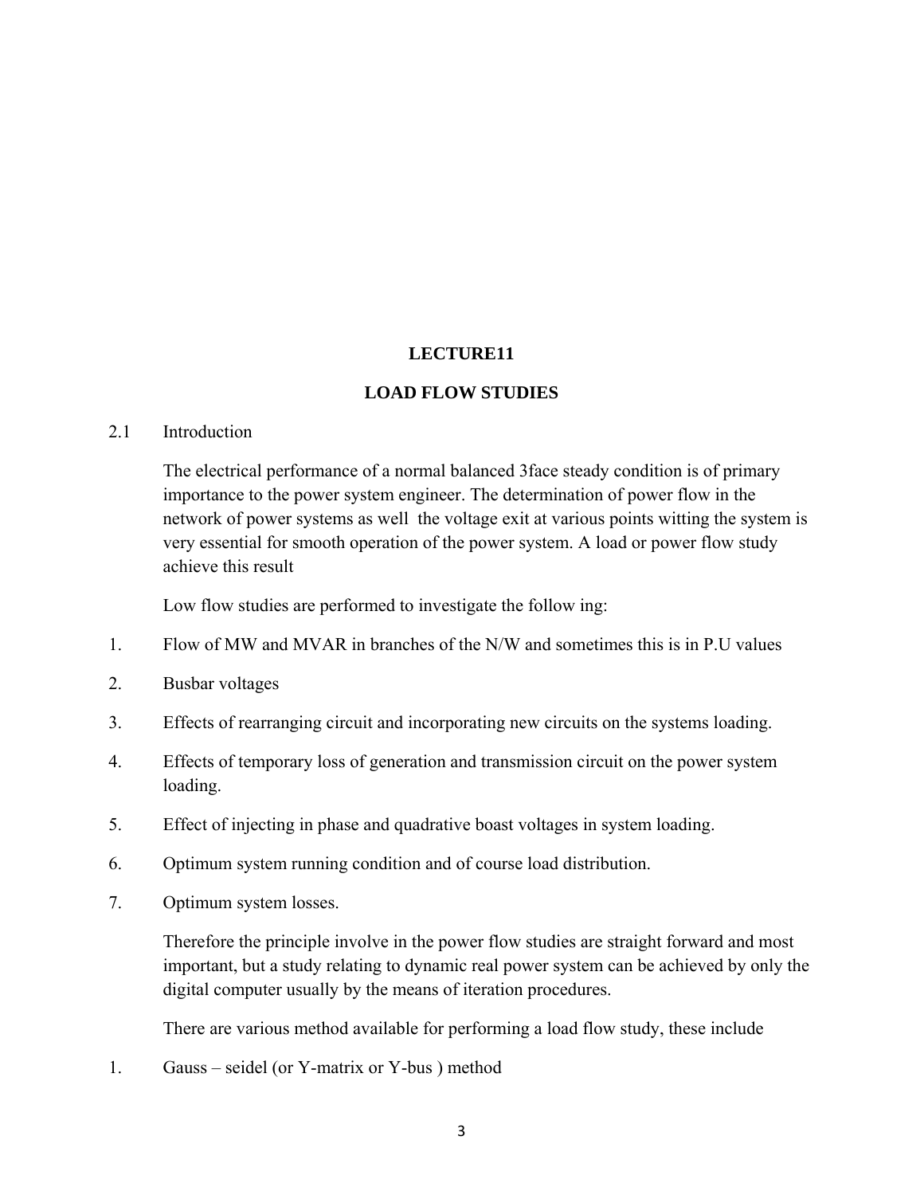**LECTURE11**

**LOAD FLOW STUDIES**

2.1 Introduction

The electrical performance of a normal balanced 3face steady condition is of primary importance to the power system engineer. The determination of power flow in the network of power systems as well the voltage exit at various points witting the system is very essential for smooth operation of the power system. A load or power flow study achieve this result

Low flow studies are performed to investigate the follow ing:

1. Flow of MW and MVAR in branches of the N/W and sometimes this is in P.U values
2. Busbar voltages
3. Effects of rearranging circuit and incorporating new circuits on the systems loading.
4. Effects of temporary loss of generation and transmission circuit on the power system loading.
5. Effect of injecting in phase and quadrative boast voltages in system loading.
6. Optimum system running condition and of course load distribution.
7. Optimum system losses.

Therefore the principle involve in the power flow studies are straight forward and most important, but a study relating to dynamic real power system can be achieved by only the digital computer usually by the means of iteration procedures.

There are various method available for performing a load flow study, these include

1. Gauss – seidel (or Y-matrix or Y-bus ) method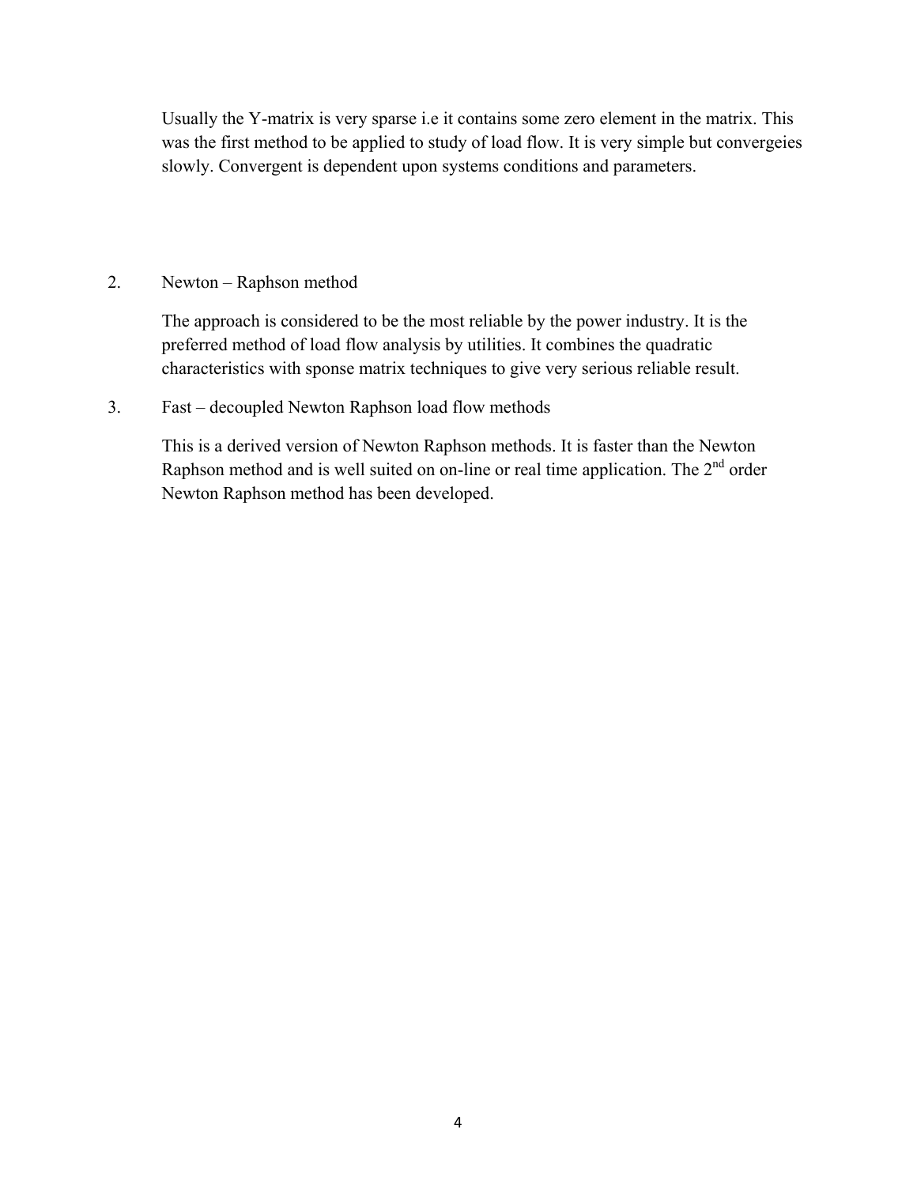Usually the Y-matrix is very sparse i.e it contains some zero element in the matrix. This was the first method to be applied to study of load flow. It is very simple but convergeies slowly. Convergent is dependent upon systems conditions and parameters.

2. Newton – Raphson method

   The approach is considered to be the most reliable by the power industry. It is the preferred method of load flow analysis by utilities. It combines the quadratic characteristics with sponse matrix techniques to give very serious reliable result.

3. Fast – decoupled Newton Raphson load flow methods

   This is a derived version of Newton Raphson methods. It is faster than the Newton Raphson method and is well suited on on-line or real time application. The $2^{nd}$ order Newton Raphson method has been developed.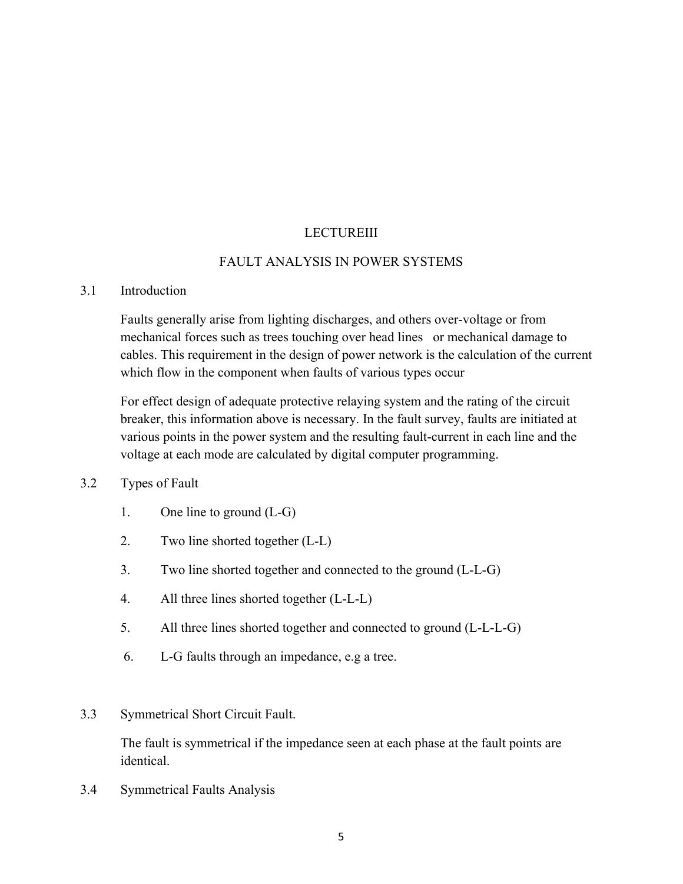# LECTUREIII

## FAULT ANALYSIS IN POWER SYSTEMS

### 3.1 Introduction

Faults generally arise from lighting discharges, and others over-voltage or from mechanical forces such as trees touching over head lines or mechanical damage to cables. This requirement in the design of power network is the calculation of the current which flow in the component when faults of various types occur

For effect design of adequate protective relaying system and the rating of the circuit breaker, this information above is necessary. In the fault survey, faults are initiated at various points in the power system and the resulting fault-current in each line and the voltage at each mode are calculated by digital computer programming.

### 3.2 Types of Fault

1. One line to ground (L-G)
2. Two line shorted together (L-L)
3. Two line shorted together and connected to the ground (L-L-G)
4. All three lines shorted together (L-L-L)
5. All three lines shorted together and connected to ground (L-L-L-G)
6. L-G faults through an impedance, e.g a tree.

### 3.3 Symmetrical Short Circuit Fault.

The fault is symmetrical if the impedance seen at each phase at the fault points are identical.

### 3.4 Symmetrical Faults Analysis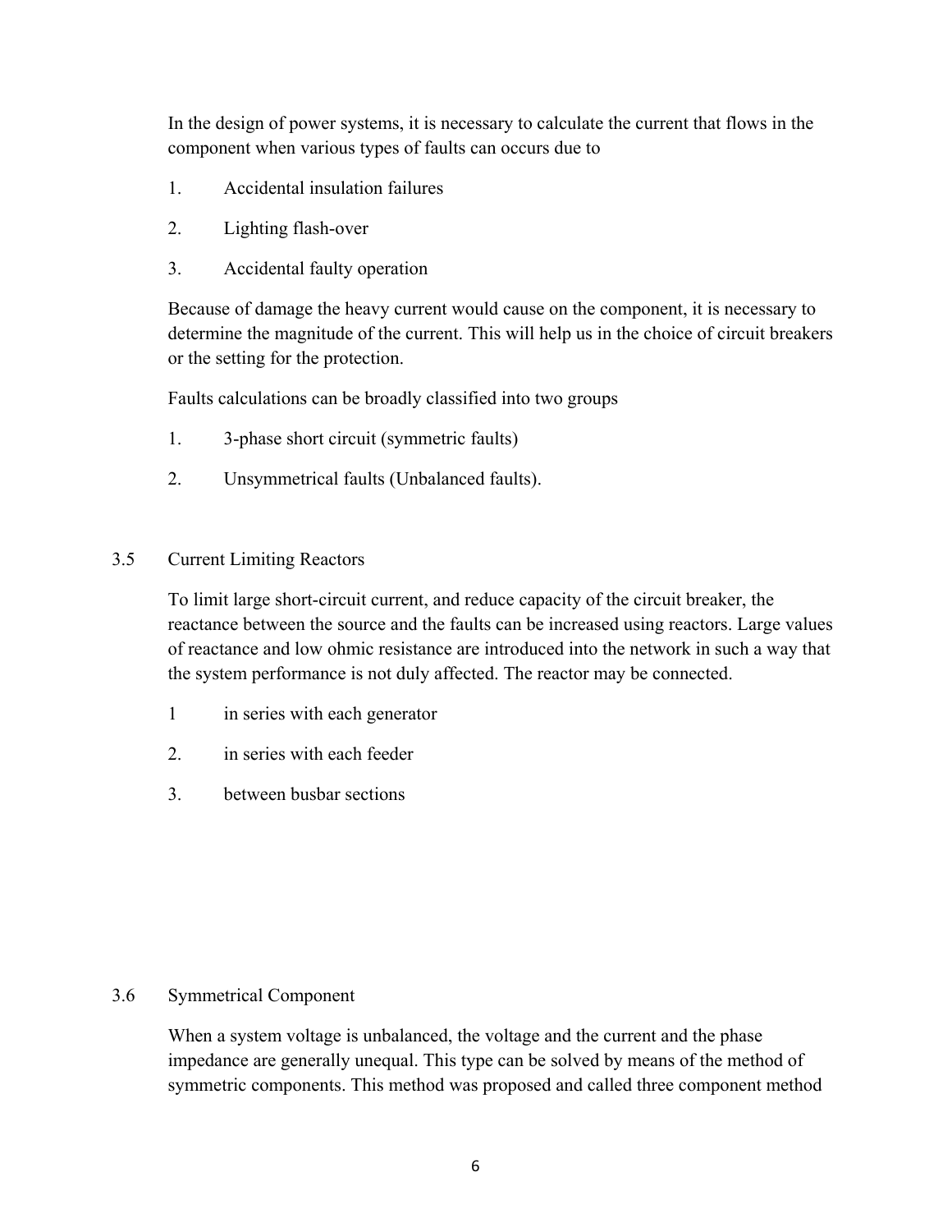In the design of power systems, it is necessary to calculate the current that flows in the component when various types of faults can occurs due to

1. Accidental insulation failures
2. Lighting flash-over
3. Accidental faulty operation

Because of damage the heavy current would cause on the component, it is necessary to determine the magnitude of the current. This will help us in the choice of circuit breakers or the setting for the protection.

Faults calculations can be broadly classified into two groups

1. 3-phase short circuit (symmetric faults)
2. Unsymmetrical faults (Unbalanced faults).

## 3.5 Current Limiting Reactors

To limit large short-circuit current, and reduce capacity of the circuit breaker, the reactance between the source and the faults can be increased using reactors. Large values of reactance and low ohmic resistance are introduced into the network in such a way that the system performance is not duly affected. The reactor may be connected.

1 in series with each generator

2. in series with each feeder

3. between busbar sections

## 3.6 Symmetrical Component

When a system voltage is unbalanced, the voltage and the current and the phase impedance are generally unequal. This type can be solved by means of the method of symmetric components. This method was proposed and called three component method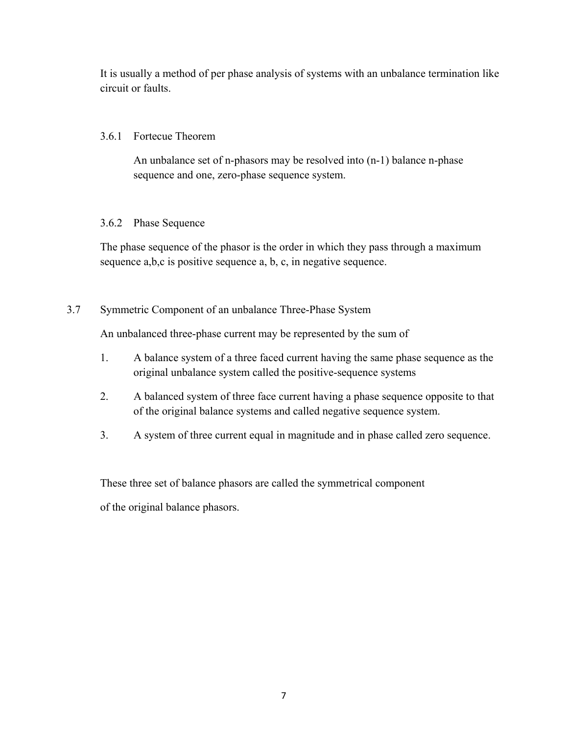It is usually a method of per phase analysis of systems with an unbalance termination like circuit or faults.

### 3.6.1 Fortecue Theorem

An unbalance set of n-phasors may be resolved into (n-1) balance n-phase sequence and one, zero-phase sequence system.

### 3.6.2 Phase Sequence

The phase sequence of the phasor is the order in which they pass through a maximum sequence a,b,c is positive sequence a, b, c, in negative sequence.

## 3.7 Symmetric Component of an unbalance Three-Phase System

An unbalanced three-phase current may be represented by the sum of

1. A balance system of a three faced current having the same phase sequence as the original unbalance system called the positive-sequence systems
2. A balanced system of three face current having a phase sequence opposite to that of the original balance systems and called negative sequence system.
3. A system of three current equal in magnitude and in phase called zero sequence.

These three set of balance phasors are called the symmetrical component

of the original balance phasors.